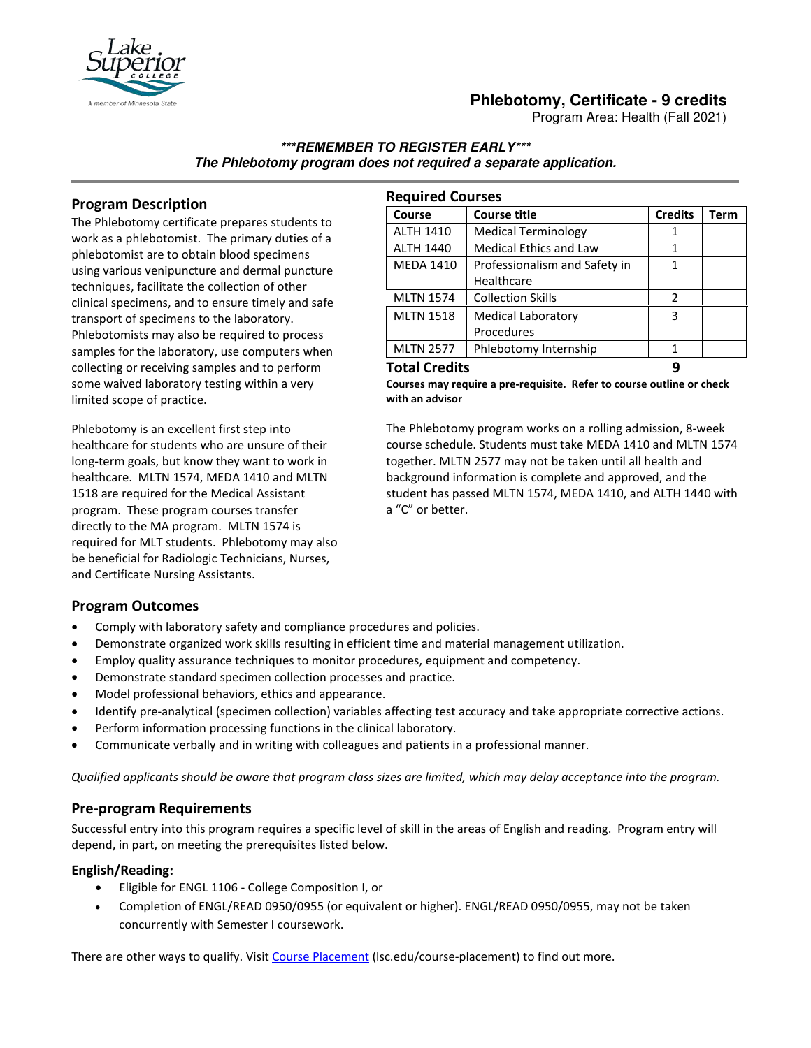# Phlebotomy, Certificate - 9 credits

Program Area: Health (Fall 2021)

***\*\*\*REMEMBER TO REGISTER EARLY\*\*\****
***The Phlebotomy program does not required a separate application.***

## Program Description

The Phlebotomy certificate prepares students to work as a phlebotomist. The primary duties of a phlebotomist are to obtain blood specimens using various venipuncture and dermal puncture techniques, facilitate the collection of other clinical specimens, and to ensure timely and safe transport of specimens to the laboratory. Phlebotomists may also be required to process samples for the laboratory, use computers when collecting or receiving samples and to perform some waived laboratory testing within a very limited scope of practice.

Phlebotomy is an excellent first step into healthcare for students who are unsure of their long-term goals, but know they want to work in healthcare. MLTN 1574, MEDA 1410 and MLTN 1518 are required for the Medical Assistant program. These program courses transfer directly to the MA program. MLTN 1574 is required for MLT students. Phlebotomy may also be beneficial for Radiologic Technicians, Nurses, and Certificate Nursing Assistants.

## Required Courses

| Course | Course title | Credits | Term |
|---|---|---|---|
| ALTH 1410 | Medical Terminology | 1 | |
| ALTH 1440 | Medical Ethics and Law | 1 | |
| MEDA 1410 | Professionalism and Safety in Healthcare | 1 | |
| MLTN 1574 | Collection Skills | 2 | |
| MLTN 1518 | Medical Laboratory Procedures | 3 | |
| MLTN 2577 | Phlebotomy Internship | 1 | |
| **Total Credits** | | **9** | |

**Courses may require a pre-requisite. Refer to course outline or check with an advisor**

The Phlebotomy program works on a rolling admission, 8-week course schedule. Students must take MEDA 1410 and MLTN 1574 together. MLTN 2577 may not be taken until all health and background information is complete and approved, and the student has passed MLTN 1574, MEDA 1410, and ALTH 1440 with a "C" or better.

## Program Outcomes

- Comply with laboratory safety and compliance procedures and policies.
- Demonstrate organized work skills resulting in efficient time and material management utilization.
- Employ quality assurance techniques to monitor procedures, equipment and competency.
- Demonstrate standard specimen collection processes and practice.
- Model professional behaviors, ethics and appearance.
- Identify pre-analytical (specimen collection) variables affecting test accuracy and take appropriate corrective actions.
- Perform information processing functions in the clinical laboratory.
- Communicate verbally and in writing with colleagues and patients in a professional manner.

*Qualified applicants should be aware that program class sizes are limited, which may delay acceptance into the program.*

## Pre-program Requirements

Successful entry into this program requires a specific level of skill in the areas of English and reading. Program entry will depend, in part, on meeting the prerequisites listed below.

### English/Reading:

- Eligible for ENGL 1106 - College Composition I, or
- Completion of ENGL/READ 0950/0955 (or equivalent or higher). ENGL/READ 0950/0955, may not be taken concurrently with Semester I coursework.

There are other ways to qualify. Visit [Course Placement](lsc.edu/course-placement) (lsc.edu/course-placement) to find out more.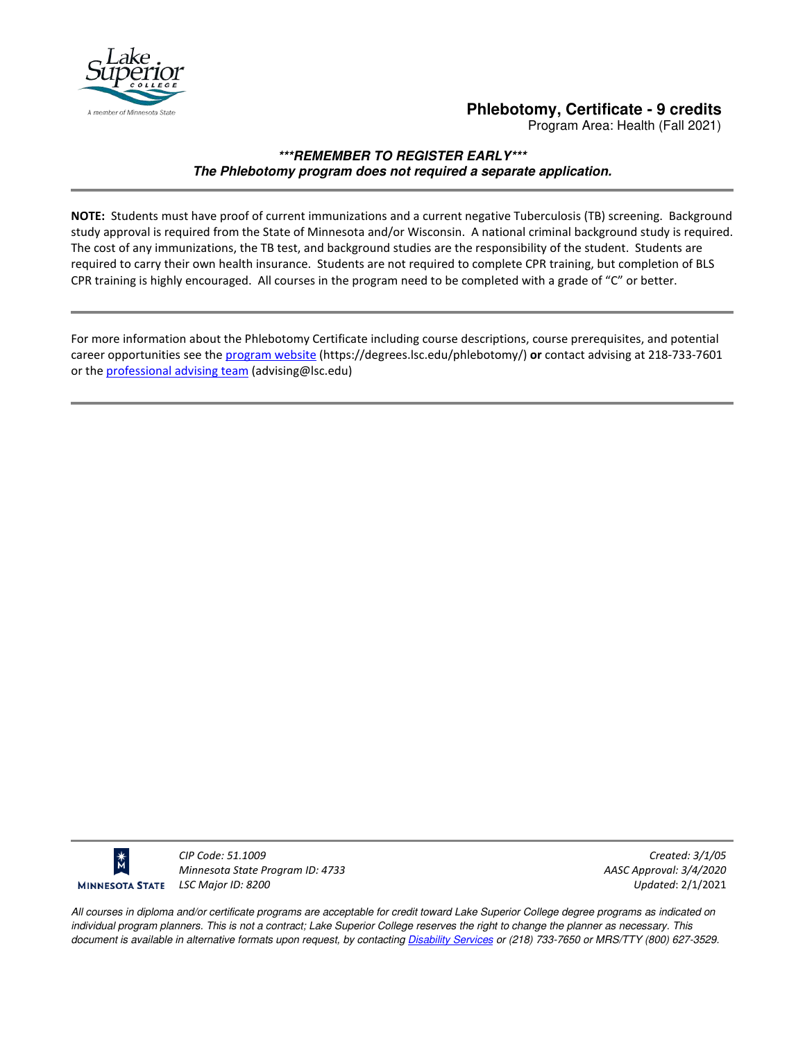# Phlebotomy, Certificate - 9 credits

Program Area: Health (Fall 2021)

***\*\*\*REMEMBER TO REGISTER EARLY\*\*\****

***The Phlebotomy program does not required a separate application.***

---

**NOTE:** Students must have proof of current immunizations and a current negative Tuberculosis (TB) screening. Background study approval is required from the State of Minnesota and/or Wisconsin. A national criminal background study is required. The cost of any immunizations, the TB test, and background studies are the responsibility of the student. Students are required to carry their own health insurance. Students are not required to complete CPR training, but completion of BLS CPR training is highly encouraged. All courses in the program need to be completed with a grade of "C" or better.

---

For more information about the Phlebotomy Certificate including course descriptions, course prerequisites, and potential career opportunities see the program website (https://degrees.lsc.edu/phlebotomy/) **or** contact advising at 218-733-7601 or the professional advising team (advising@lsc.edu)

---

---

*CIP Code: 51.1009*
*Minnesota State Program ID: 4733*
*LSC Major ID: 8200*

*Created: 3/1/05*
*AASC Approval: 3/4/2020*
*Updated: 2/1/2021*

*All courses in diploma and/or certificate programs are acceptable for credit toward Lake Superior College degree programs as indicated on individual program planners. This is not a contract; Lake Superior College reserves the right to change the planner as necessary. This document is available in alternative formats upon request, by contacting Disability Services or (218) 733-7650 or MRS/TTY (800) 627-3529.*